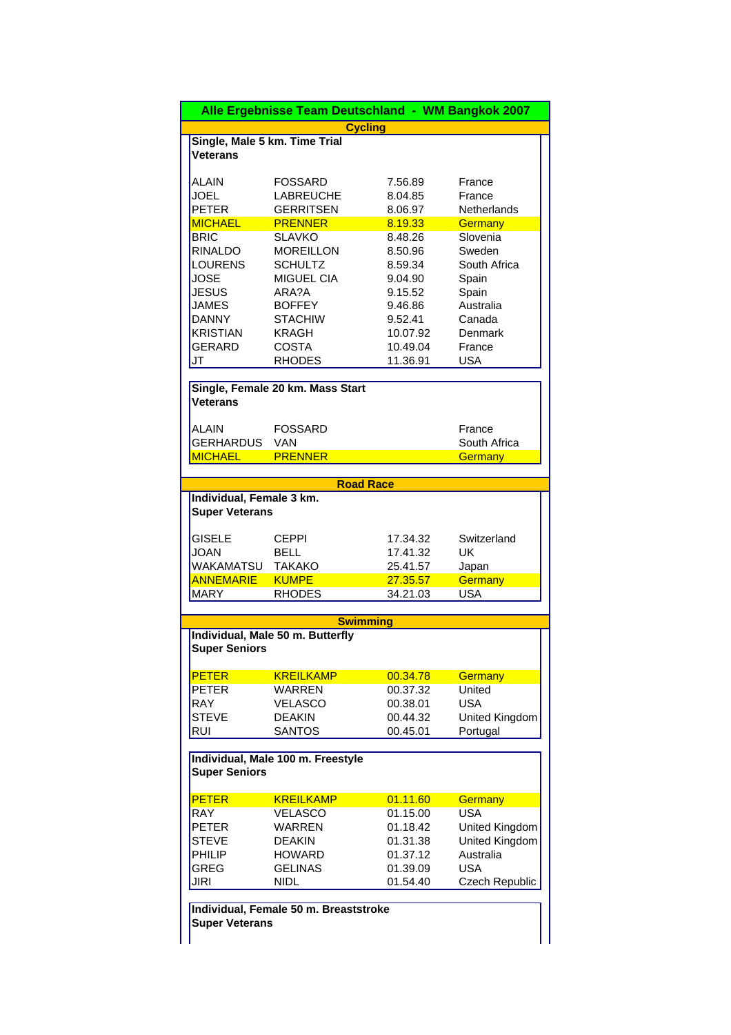# Alle Ergebnisse Team Deutschland - WM Bangkok 2007

## Cycling

### Single, Male 5 km. Time Trial
**Veterans**

| | | | |
|---|---|---|---|
| ALAIN | FOSSARD | 7.56.89 | France |
| JOEL | LABREUCHE | 8.04.85 | France |
| PETER | GERRITSEN | 8.06.97 | Netherlands |
| MICHAEL | PRENNER | 8.19.33 | Germany |
| BRIC | SLAVKO | 8.48.26 | Slovenia |
| RINALDO | MOREILLON | 8.50.96 | Sweden |
| LOURENS | SCHULTZ | 8.59.34 | South Africa |
| JOSE | MIGUEL CIA | 9.04.90 | Spain |
| JESUS | ARA?A | 9.15.52 | Spain |
| JAMES | BOFFEY | 9.46.86 | Australia |
| DANNY | STACHIW | 9.52.41 | Canada |
| KRISTIAN | KRAGH | 10.07.92 | Denmark |
| GERARD | COSTA | 10.49.04 | France |
| JT | RHODES | 11.36.91 | USA |

### Single, Female 20 km. Mass Start
**Veterans**

| | | | |
|---|---|---|---|
| ALAIN | FOSSARD | | France |
| GERHARDUS | VAN | | South Africa |
| MICHAEL | PRENNER | | Germany |

## Road Race

### Individual, Female 3 km.
**Super Veterans**

| | | | |
|---|---|---|---|
| GISELE | CEPPI | 17.34.32 | Switzerland |
| JOAN | BELL | 17.41.32 | UK |
| WAKAMATSU | TAKAKO | 25.41.57 | Japan |
| ANNEMARIE | KUMPE | 27.35.57 | Germany |
| MARY | RHODES | 34.21.03 | USA |

## Swimming

### Individual, Male 50 m. Butterfly
**Super Seniors**

| | | | |
|---|---|---|---|
| PETER | KREILKAMP | 00.34.78 | Germany |
| PETER | WARREN | 00.37.32 | United |
| RAY | VELASCO | 00.38.01 | USA |
| STEVE | DEAKIN | 00.44.32 | United Kingdom |
| RUI | SANTOS | 00.45.01 | Portugal |

### Individual, Male 100 m. Freestyle
**Super Seniors**

| | | | |
|---|---|---|---|
| PETER | KREILKAMP | 01.11.60 | Germany |
| RAY | VELASCO | 01.15.00 | USA |
| PETER | WARREN | 01.18.42 | United Kingdom |
| STEVE | DEAKIN | 01.31.38 | United Kingdom |
| PHILIP | HOWARD | 01.37.12 | Australia |
| GREG | GELINAS | 01.39.09 | USA |
| JIRI | NIDL | 01.54.40 | Czech Republic |

### Individual, Female 50 m. Breaststroke
**Super Veterans**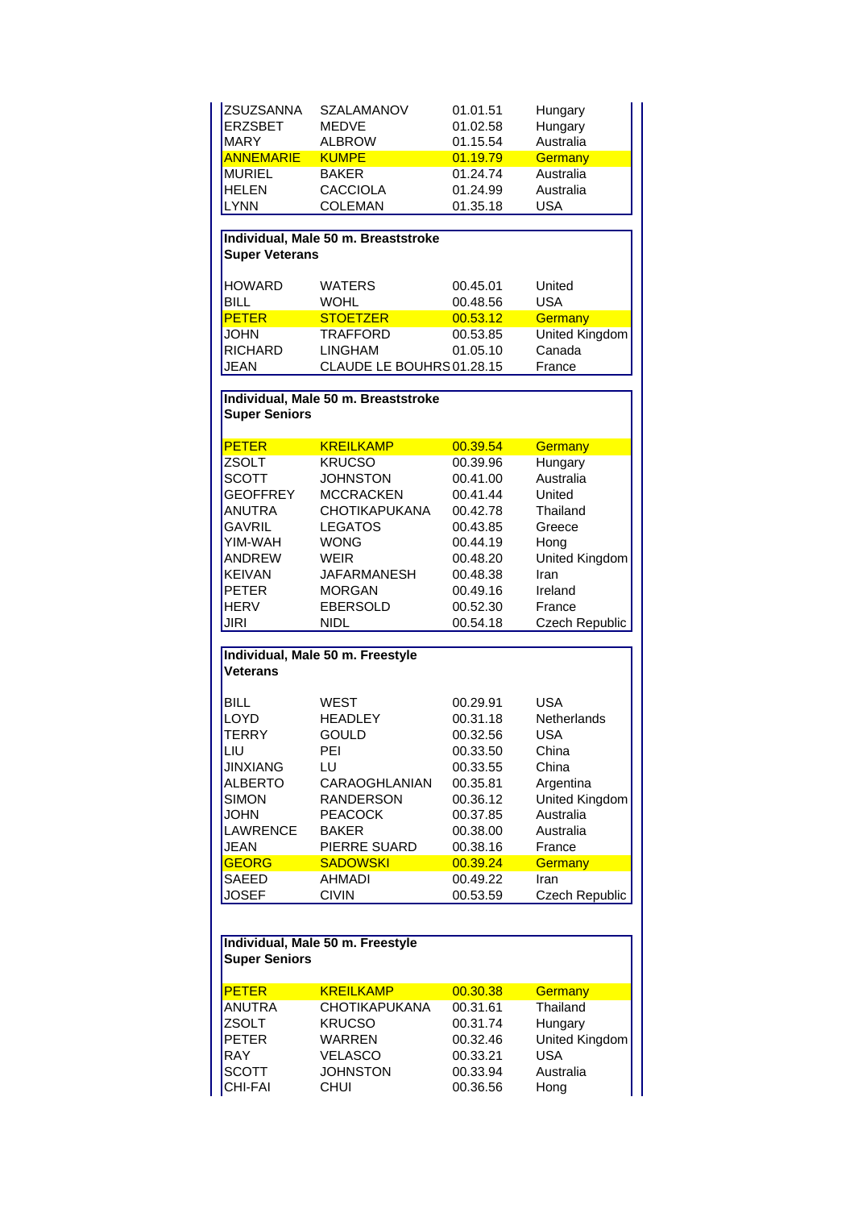| | | | |
|---|---|---|---|
| ZSUZSANNA | SZALAMANOV | 01.01.51 | Hungary |
| ERZSBET | MEDVE | 01.02.58 | Hungary |
| MARY | ALBROW | 01.15.54 | Australia |
| ANNEMARIE | KUMPE | 01.19.79 | Germany |
| MURIEL | BAKER | 01.24.74 | Australia |
| HELEN | CACCIOLA | 01.24.99 | Australia |
| LYNN | COLEMAN | 01.35.18 | USA |

**Individual, Male 50 m. Breaststroke**
**Super Veterans**

| | | | |
|---|---|---|---|
| HOWARD | WATERS | 00.45.01 | United |
| BILL | WOHL | 00.48.56 | USA |
| PETER | STOETZER | 00.53.12 | Germany |
| JOHN | TRAFFORD | 00.53.85 | United Kingdom |
| RICHARD | LINGHAM | 01.05.10 | Canada |
| JEAN | CLAUDE LE BOUHRS | 01.28.15 | France |

**Individual, Male 50 m. Breaststroke**
**Super Seniors**

| | | | |
|---|---|---|---|
| PETER | KREILKAMP | 00.39.54 | Germany |
| ZSOLT | KRUCSO | 00.39.96 | Hungary |
| SCOTT | JOHNSTON | 00.41.00 | Australia |
| GEOFFREY | MCCRACKEN | 00.41.44 | United |
| ANUTRA | CHOTIKAPUKANA | 00.42.78 | Thailand |
| GAVRIL | LEGATOS | 00.43.85 | Greece |
| YIM-WAH | WONG | 00.44.19 | Hong |
| ANDREW | WEIR | 00.48.20 | United Kingdom |
| KEIVAN | JAFARMANESH | 00.48.38 | Iran |
| PETER | MORGAN | 00.49.16 | Ireland |
| HERV | EBERSOLD | 00.52.30 | France |
| JIRI | NIDL | 00.54.18 | Czech Republic |

**Individual, Male 50 m. Freestyle**
**Veterans**

| | | | |
|---|---|---|---|
| BILL | WEST | 00.29.91 | USA |
| LOYD | HEADLEY | 00.31.18 | Netherlands |
| TERRY | GOULD | 00.32.56 | USA |
| LIU | PEI | 00.33.50 | China |
| JINXIANG | LU | 00.33.55 | China |
| ALBERTO | CARAOGHLANIAN | 00.35.81 | Argentina |
| SIMON | RANDERSON | 00.36.12 | United Kingdom |
| JOHN | PEACOCK | 00.37.85 | Australia |
| LAWRENCE | BAKER | 00.38.00 | Australia |
| JEAN | PIERRE SUARD | 00.38.16 | France |
| GEORG | SADOWSKI | 00.39.24 | Germany |
| SAEED | AHMADI | 00.49.22 | Iran |
| JOSEF | CIVIN | 00.53.59 | Czech Republic |

**Individual, Male 50 m. Freestyle**
**Super Seniors**

| | | | |
|---|---|---|---|
| PETER | KREILKAMP | 00.30.38 | Germany |
| ANUTRA | CHOTIKAPUKANA | 00.31.61 | Thailand |
| ZSOLT | KRUCSO | 00.31.74 | Hungary |
| PETER | WARREN | 00.32.46 | United Kingdom |
| RAY | VELASCO | 00.33.21 | USA |
| SCOTT | JOHNSTON | 00.33.94 | Australia |
| CHI-FAI | CHUI | 00.36.56 | Hong |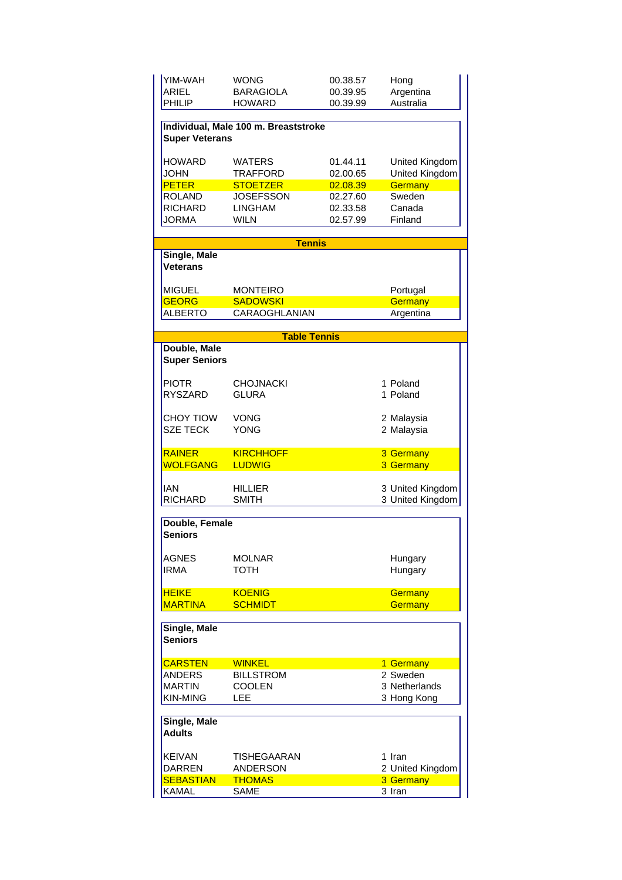| | | | |
|---|---|---|---|
| YIM-WAH | WONG | 00.38.57 | Hong |
| ARIEL | BARAGIOLA | 00.39.95 | Argentina |
| PHILIP | HOWARD | 00.39.99 | Australia |

**Individual, Male 100 m. Breaststroke**
**Super Veterans**

| | | | |
|---|---|---|---|
| HOWARD | WATERS | 01.44.11 | United Kingdom |
| JOHN | TRAFFORD | 02.00.65 | United Kingdom |
| PETER | STOETZER | 02.08.39 | Germany |
| ROLAND | JOSEFSSON | 02.27.60 | Sweden |
| RICHARD | LINGHAM | 02.33.58 | Canada |
| JORMA | WILN | 02.57.99 | Finland |

## Tennis

**Single, Male**
**Veterans**

| | | |
|---|---|---|
| MIGUEL | MONTEIRO | Portugal |
| GEORG | SADOWSKI | Germany |
| ALBERTO | CARAOGHLANIAN | Argentina |

## Table Tennis

**Double, Male**
**Super Seniors**

| | | | |
|---|---|---|---|
| PIOTR | CHOJNACKI | 1 | Poland |
| RYSZARD | GLURA | 1 | Poland |
| CHOY TIOW | VONG | 2 | Malaysia |
| SZE TECK | YONG | 2 | Malaysia |
| RAINER | KIRCHHOFF | 3 | Germany |
| WOLFGANG | LUDWIG | 3 | Germany |
| IAN | HILLIER | 3 | United Kingdom |
| RICHARD | SMITH | 3 | United Kingdom |

**Double, Female**
**Seniors**

| | | |
|---|---|---|
| AGNES | MOLNAR | Hungary |
| IRMA | TOTH | Hungary |
| HEIKE | KOENIG | Germany |
| MARTINA | SCHMIDT | Germany |

**Single, Male**
**Seniors**

| | | | |
|---|---|---|---|
| CARSTEN | WINKEL | 1 | Germany |
| ANDERS | BILLSTROM | 2 | Sweden |
| MARTIN | COOLEN | 3 | Netherlands |
| KIN-MING | LEE | 3 | Hong Kong |

**Single, Male**
**Adults**

| | | | |
|---|---|---|---|
| KEIVAN | TISHEGAARAN | 1 | Iran |
| DARREN | ANDERSON | 2 | United Kingdom |
| SEBASTIAN | THOMAS | 3 | Germany |
| KAMAL | SAME | 3 | Iran |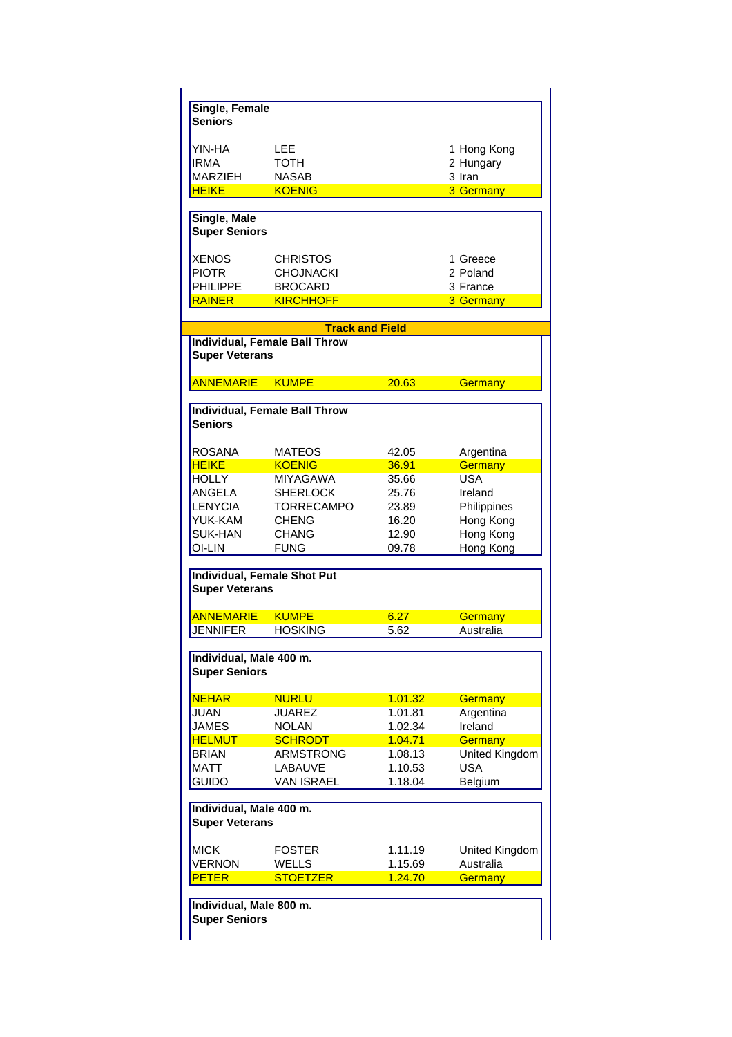**Single, Female**
**Seniors**

| | | | |
|---|---|---|---|
| YIN-HA | LEE | 1 | Hong Kong |
| IRMA | TOTH | 2 | Hungary |
| MARZIEH | NASAB | 3 | Iran |
| HEIKE | KOENIG | 3 | Germany |

**Single, Male**
**Super Seniors**

| | | | |
|---|---|---|---|
| XENOS | CHRISTOS | 1 | Greece |
| PIOTR | CHOJNACKI | 2 | Poland |
| PHILIPPE | BROCARD | 3 | France |
| RAINER | KIRCHHOFF | 3 | Germany |

## Track and Field

**Individual, Female Ball Throw**
**Super Veterans**

| | | | |
|---|---|---|---|
| ANNEMARIE | KUMPE | 20.63 | Germany |

**Individual, Female Ball Throw**
**Seniors**

| | | | |
|---|---|---|---|
| ROSANA | MATEOS | 42.05 | Argentina |
| HEIKE | KOENIG | 36.91 | Germany |
| HOLLY | MIYAGAWA | 35.66 | USA |
| ANGELA | SHERLOCK | 25.76 | Ireland |
| LENYCIA | TORRECAMPO | 23.89 | Philippines |
| YUK-KAM | CHENG | 16.20 | Hong Kong |
| SUK-HAN | CHANG | 12.90 | Hong Kong |
| OI-LIN | FUNG | 09.78 | Hong Kong |

**Individual, Female Shot Put**
**Super Veterans**

| | | | |
|---|---|---|---|
| ANNEMARIE | KUMPE | 6.27 | Germany |
| JENNIFER | HOSKING | 5.62 | Australia |

**Individual, Male 400 m.**
**Super Seniors**

| | | | |
|---|---|---|---|
| NEHAR | NURLU | 1.01.32 | Germany |
| JUAN | JUAREZ | 1.01.81 | Argentina |
| JAMES | NOLAN | 1.02.34 | Ireland |
| HELMUT | SCHRODT | 1.04.71 | Germany |
| BRIAN | ARMSTRONG | 1.08.13 | United Kingdom |
| MATT | LABAUVE | 1.10.53 | USA |
| GUIDO | VAN ISRAEL | 1.18.04 | Belgium |

**Individual, Male 400 m.**
**Super Veterans**

| | | | |
|---|---|---|---|
| MICK | FOSTER | 1.11.19 | United Kingdom |
| VERNON | WELLS | 1.15.69 | Australia |
| PETER | STOETZER | 1.24.70 | Germany |

**Individual, Male 800 m.**
**Super Seniors**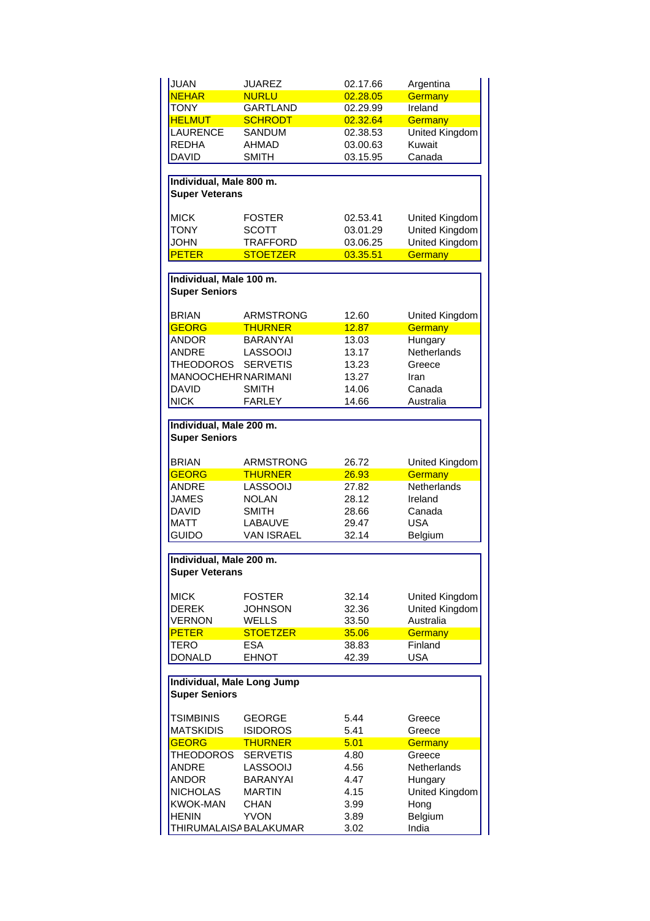| | | | |
|---|---|---|---|
| JUAN | JUAREZ | 02.17.66 | Argentina |
| NEHAR | NURLU | 02.28.05 | Germany |
| TONY | GARTLAND | 02.29.99 | Ireland |
| HELMUT | SCHRODT | 02.32.64 | Germany |
| LAURENCE | SANDUM | 02.38.53 | United Kingdom |
| REDHA | AHMAD | 03.00.63 | Kuwait |
| DAVID | SMITH | 03.15.95 | Canada |

**Individual, Male 800 m.**
**Super Veterans**

| | | | |
|---|---|---|---|
| MICK | FOSTER | 02.53.41 | United Kingdom |
| TONY | SCOTT | 03.01.29 | United Kingdom |
| JOHN | TRAFFORD | 03.06.25 | United Kingdom |
| PETER | STOETZER | 03.35.51 | Germany |

**Individual, Male 100 m.**
**Super Seniors**

| | | | |
|---|---|---|---|
| BRIAN | ARMSTRONG | 12.60 | United Kingdom |
| GEORG | THURNER | 12.87 | Germany |
| ANDOR | BARANYAI | 13.03 | Hungary |
| ANDRE | LASSOOIJ | 13.17 | Netherlands |
| THEODOROS | SERVETIS | 13.23 | Greece |
| MANOOCHEHR | NARIMANI | 13.27 | Iran |
| DAVID | SMITH | 14.06 | Canada |
| NICK | FARLEY | 14.66 | Australia |

**Individual, Male 200 m.**
**Super Seniors**

| | | | |
|---|---|---|---|
| BRIAN | ARMSTRONG | 26.72 | United Kingdom |
| GEORG | THURNER | 26.93 | Germany |
| ANDRE | LASSOOIJ | 27.82 | Netherlands |
| JAMES | NOLAN | 28.12 | Ireland |
| DAVID | SMITH | 28.66 | Canada |
| MATT | LABAUVE | 29.47 | USA |
| GUIDO | VAN ISRAEL | 32.14 | Belgium |

**Individual, Male 200 m.**
**Super Veterans**

| | | | |
|---|---|---|---|
| MICK | FOSTER | 32.14 | United Kingdom |
| DEREK | JOHNSON | 32.36 | United Kingdom |
| VERNON | WELLS | 33.50 | Australia |
| PETER | STOETZER | 35.06 | Germany |
| TERO | ESA | 38.83 | Finland |
| DONALD | EHNOT | 42.39 | USA |

**Individual, Male Long Jump**
**Super Seniors**

| | | | |
|---|---|---|---|
| TSIMBINIS | GEORGE | 5.44 | Greece |
| MATSKIDIS | ISIDOROS | 5.41 | Greece |
| GEORG | THURNER | 5.01 | Germany |
| THEODOROS | SERVETIS | 4.80 | Greece |
| ANDRE | LASSOOIJ | 4.56 | Netherlands |
| ANDOR | BARANYAI | 4.47 | Hungary |
| NICHOLAS | MARTIN | 4.15 | United Kingdom |
| KWOK-MAN | CHAN | 3.99 | Hong |
| HENIN | YVON | 3.89 | Belgium |
| THIRUMALAISA | BALAKUMAR | 3.02 | India |